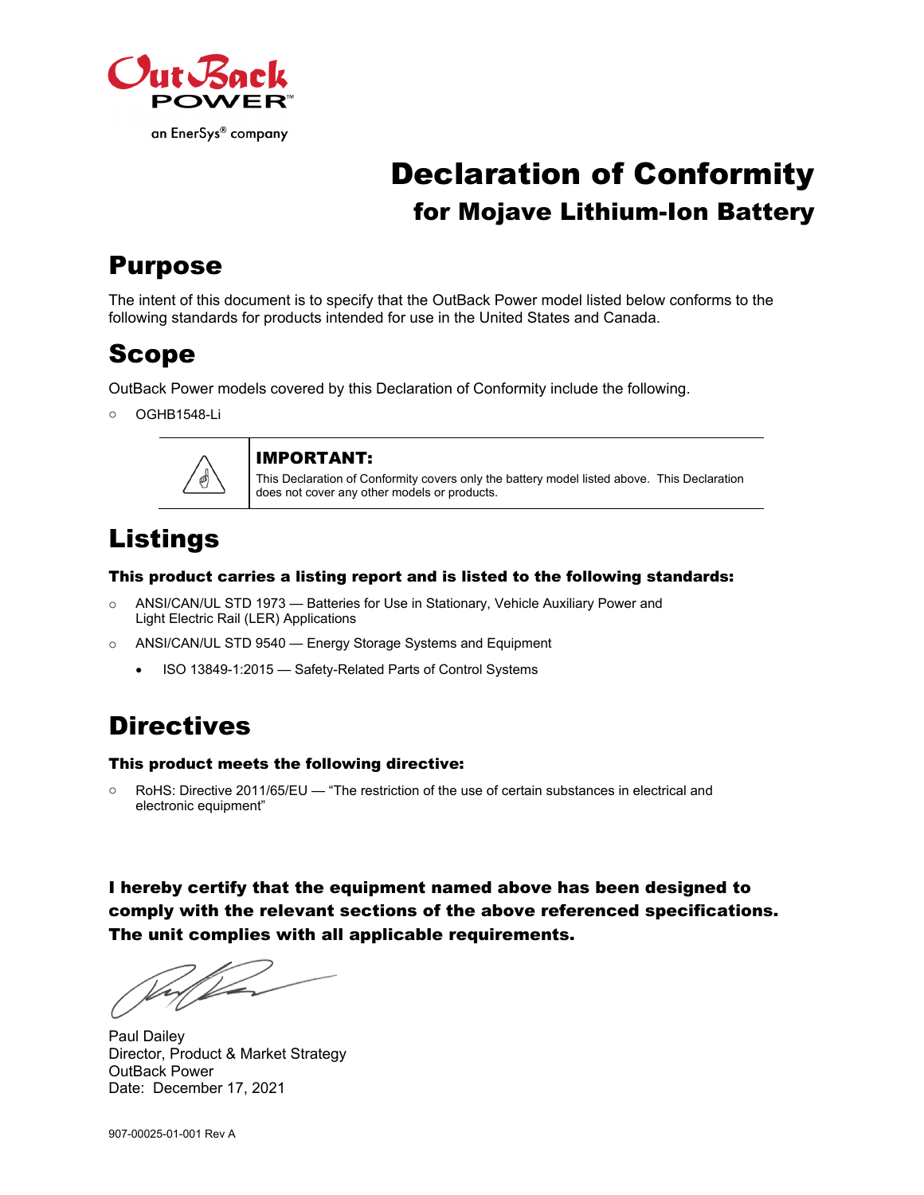OutBack POWER

an EnerSys® company

# Declaration of Conformity

## for Mojave Lithium-Ion Battery

## Purpose

The intent of this document is to specify that the OutBack Power model listed below conforms to the following standards for products intended for use in the United States and Canada.

## Scope

OutBack Power models covered by this Declaration of Conformity include the following.

- OGHB1548-Li

**IMPORTANT:**
This Declaration of Conformity covers only the battery model listed above. This Declaration does not cover any other models or products.

## Listings

**This product carries a listing report and is listed to the following standards:**

- ANSI/CAN/UL STD 1973 — Batteries for Use in Stationary, Vehicle Auxiliary Power and Light Electric Rail (LER) Applications
- ANSI/CAN/UL STD 9540 — Energy Storage Systems and Equipment
  - ISO 13849-1:2015 — Safety-Related Parts of Control Systems

## Directives

**This product meets the following directive:**

- RoHS: Directive 2011/65/EU — "The restriction of the use of certain substances in electrical and electronic equipment"

**I hereby certify that the equipment named above has been designed to comply with the relevant sections of the above referenced specifications. The unit complies with all applicable requirements.**

Paul Dailey
Director, Product & Market Strategy
OutBack Power
Date: December 17, 2021

907-00025-01-001 Rev A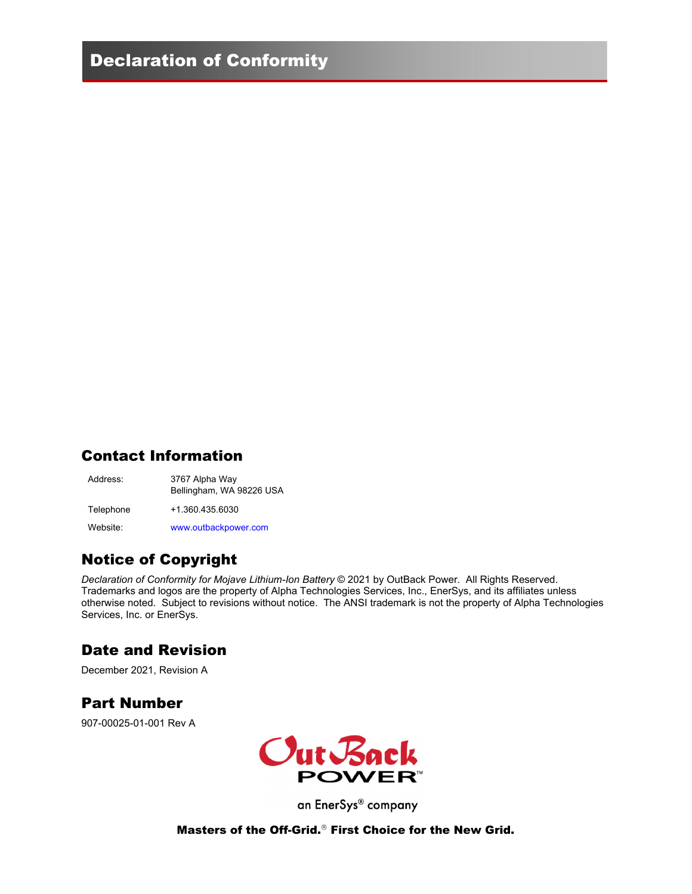# Declaration of Conformity

## Contact Information

| | |
|---|---|
| Address: | 3767 Alpha Way<br>Bellingham, WA 98226 USA |
| Telephone | +1.360.435.6030 |
| Website: | www.outbackpower.com |

## Notice of Copyright

*Declaration of Conformity for Mojave Lithium-Ion Battery* © 2021 by OutBack Power. All Rights Reserved. Trademarks and logos are the property of Alpha Technologies Services, Inc., EnerSys, and its affiliates unless otherwise noted. Subject to revisions without notice. The ANSI trademark is not the property of Alpha Technologies Services, Inc. or EnerSys.

## Date and Revision

December 2021, Revision A

## Part Number

907-00025-01-001 Rev A

OutBack POWER™

an EnerSys® company

**Masters of the Off-Grid.® First Choice for the New Grid.**